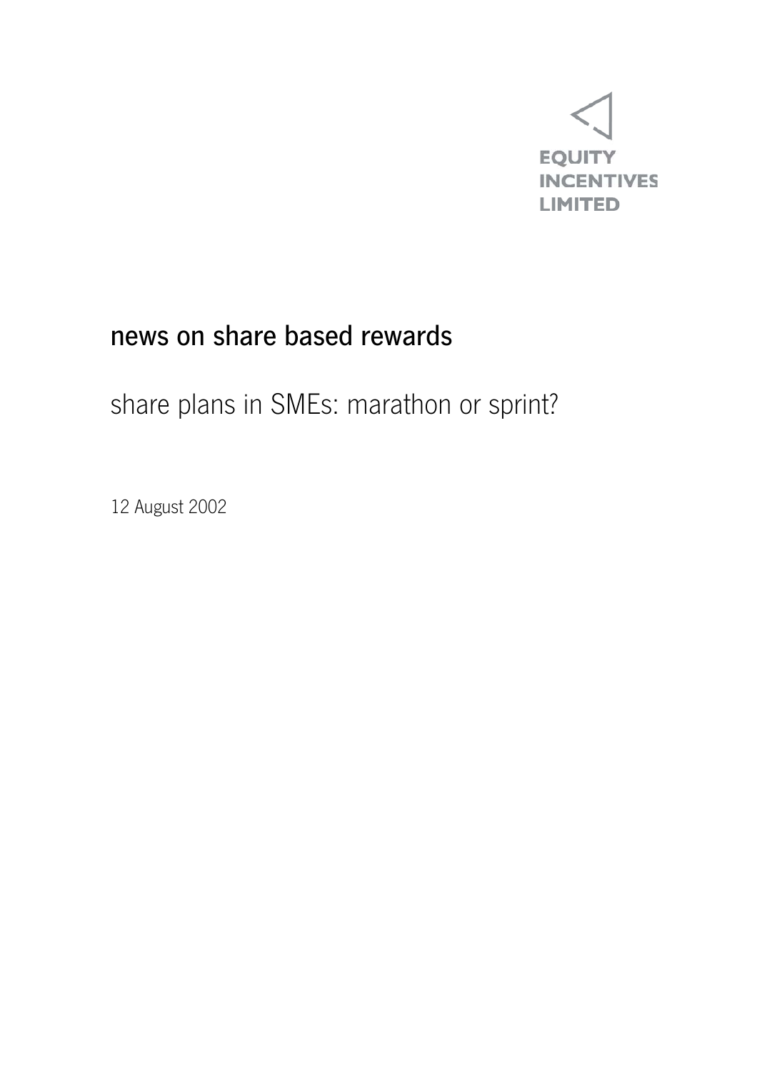EQUITY INCENTIVES LIMITED

# news on share based rewards

## share plans in SMEs: marathon or sprint?

12 August 2002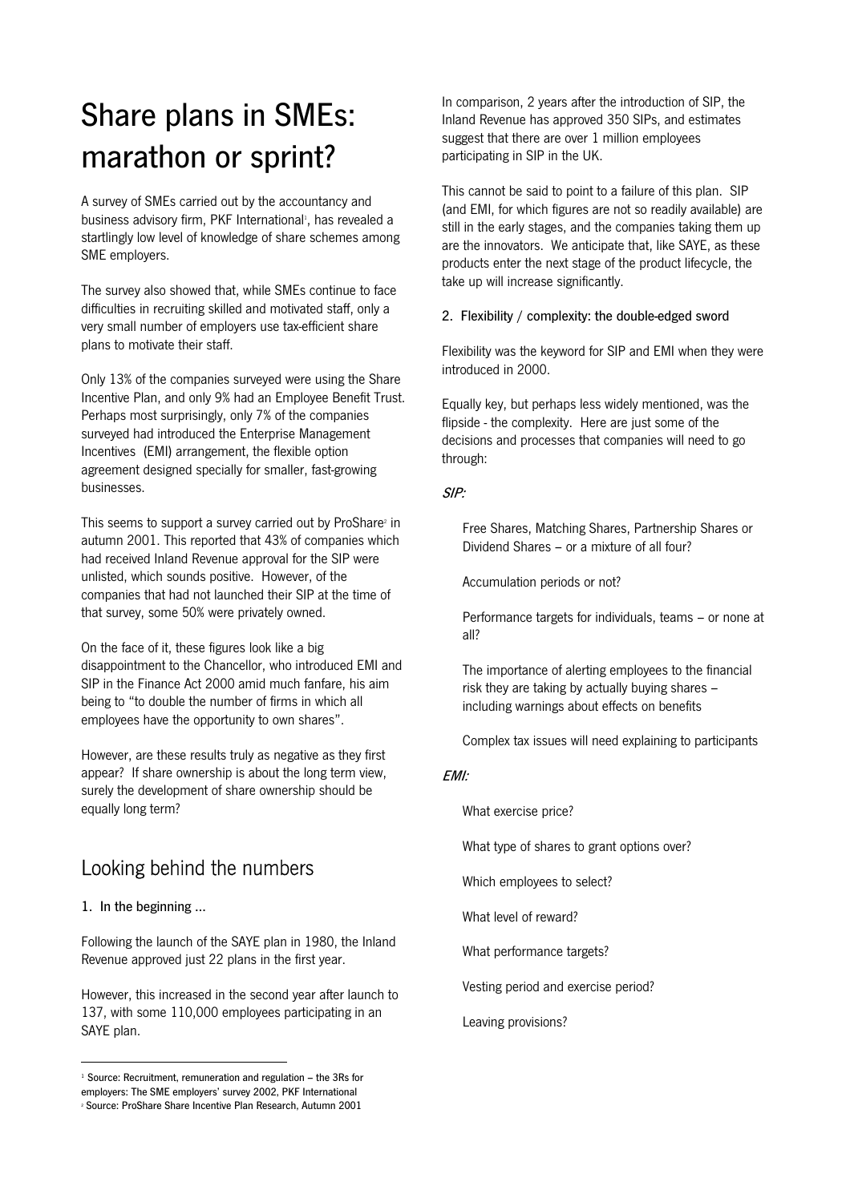# Share plans in SMEs: marathon or sprint?

A survey of SMEs carried out by the accountancy and business advisory firm, PKF International[1], has revealed a startlingly low level of knowledge of share schemes among SME employers.

The survey also showed that, while SMEs continue to face difficulties in recruiting skilled and motivated staff, only a very small number of employers use tax-efficient share plans to motivate their staff.

Only 13% of the companies surveyed were using the Share Incentive Plan, and only 9% had an Employee Benefit Trust. Perhaps most surprisingly, only 7% of the companies surveyed had introduced the Enterprise Management Incentives (EMI) arrangement, the flexible option agreement designed specially for smaller, fast-growing businesses.

This seems to support a survey carried out by ProShare[2] in autumn 2001. This reported that 43% of companies which had received Inland Revenue approval for the SIP were unlisted, which sounds positive. However, of the companies that had not launched their SIP at the time of that survey, some 50% were privately owned.

On the face of it, these figures look like a big disappointment to the Chancellor, who introduced EMI and SIP in the Finance Act 2000 amid much fanfare, his aim being to "to double the number of firms in which all employees have the opportunity to own shares".

However, are these results truly as negative as they first appear? If share ownership is about the long term view, surely the development of share ownership should be equally long term?

## Looking behind the numbers

### 1. In the beginning ...

Following the launch of the SAYE plan in 1980, the Inland Revenue approved just 22 plans in the first year.

However, this increased in the second year after launch to 137, with some 110,000 employees participating in an SAYE plan.

In comparison, 2 years after the introduction of SIP, the Inland Revenue has approved 350 SIPs, and estimates suggest that there are over 1 million employees participating in SIP in the UK.

This cannot be said to point to a failure of this plan. SIP (and EMI, for which figures are not so readily available) are still in the early stages, and the companies taking them up are the innovators. We anticipate that, like SAYE, as these products enter the next stage of the product lifecycle, the take up will increase significantly.

### 2. Flexibility / complexity: the double-edged sword

Flexibility was the keyword for SIP and EMI when they were introduced in 2000.

Equally key, but perhaps less widely mentioned, was the flipside - the complexity. Here are just some of the decisions and processes that companies will need to go through:

*SIP:*

- Free Shares, Matching Shares, Partnership Shares or Dividend Shares – or a mixture of all four?
- Accumulation periods or not?
- Performance targets for individuals, teams – or none at all?
- The importance of alerting employees to the financial risk they are taking by actually buying shares – including warnings about effects on benefits
- Complex tax issues will need explaining to participants

*EMI:*

- What exercise price?
- What type of shares to grant options over?
- Which employees to select?
- What level of reward?
- What performance targets?
- Vesting period and exercise period?
- Leaving provisions?

---

[1] Source: Recruitment, remuneration and regulation – the 3Rs for employers: The SME employers' survey 2002, PKF International

[2] Source: ProShare Share Incentive Plan Research, Autumn 2001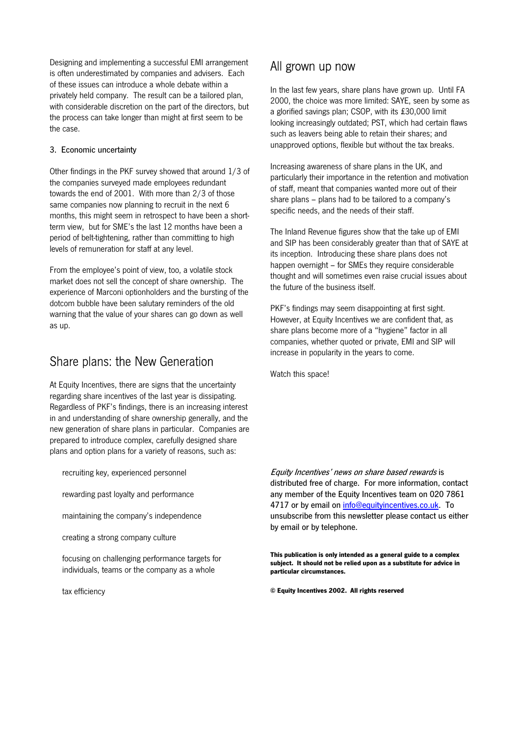Designing and implementing a successful EMI arrangement is often underestimated by companies and advisers. Each of these issues can introduce a whole debate within a privately held company. The result can be a tailored plan, with considerable discretion on the part of the directors, but the process can take longer than might at first seem to be the case.

3. Economic uncertainty

Other findings in the PKF survey showed that around 1/3 of the companies surveyed made employees redundant towards the end of 2001. With more than 2/3 of those same companies now planning to recruit in the next 6 months, this might seem in retrospect to have been a short-term view, but for SME's the last 12 months have been a period of belt-tightening, rather than committing to high levels of remuneration for staff at any level.

From the employee's point of view, too, a volatile stock market does not sell the concept of share ownership. The experience of Marconi optionholders and the bursting of the dotcom bubble have been salutary reminders of the old warning that the value of your shares can go down as well as up.

## Share plans: the New Generation

At Equity Incentives, there are signs that the uncertainty regarding share incentives of the last year is dissipating. Regardless of PKF's findings, there is an increasing interest in and understanding of share ownership generally, and the new generation of share plans in particular. Companies are prepared to introduce complex, carefully designed share plans and option plans for a variety of reasons, such as:

- recruiting key, experienced personnel
- rewarding past loyalty and performance
- maintaining the company's independence
- creating a strong company culture
- focusing on challenging performance targets for individuals, teams or the company as a whole
- tax efficiency

## All grown up now

In the last few years, share plans have grown up. Until FA 2000, the choice was more limited: SAYE, seen by some as a glorified savings plan; CSOP, with its £30,000 limit looking increasingly outdated; PST, which had certain flaws such as leavers being able to retain their shares; and unapproved options, flexible but without the tax breaks.

Increasing awareness of share plans in the UK, and particularly their importance in the retention and motivation of staff, meant that companies wanted more out of their share plans – plans had to be tailored to a company's specific needs, and the needs of their staff.

The Inland Revenue figures show that the take up of EMI and SIP has been considerably greater than that of SAYE at its inception. Introducing these share plans does not happen overnight – for SMEs they require considerable thought and will sometimes even raise crucial issues about the future of the business itself.

PKF's findings may seem disappointing at first sight. However, at Equity Incentives we are confident that, as share plans become more of a "hygiene" factor in all companies, whether quoted or private, EMI and SIP will increase in popularity in the years to come.

Watch this space!

*Equity Incentives' news on share based rewards* is distributed free of charge. For more information, contact any member of the Equity Incentives team on 020 7861 4717 or by email on info@equityincentives.co.uk. To unsubscribe from this newsletter please contact us either by email or by telephone.

**This publication is only intended as a general guide to a complex subject. It should not be relied upon as a substitute for advice in particular circumstances.**

**© Equity Incentives 2002. All rights reserved**